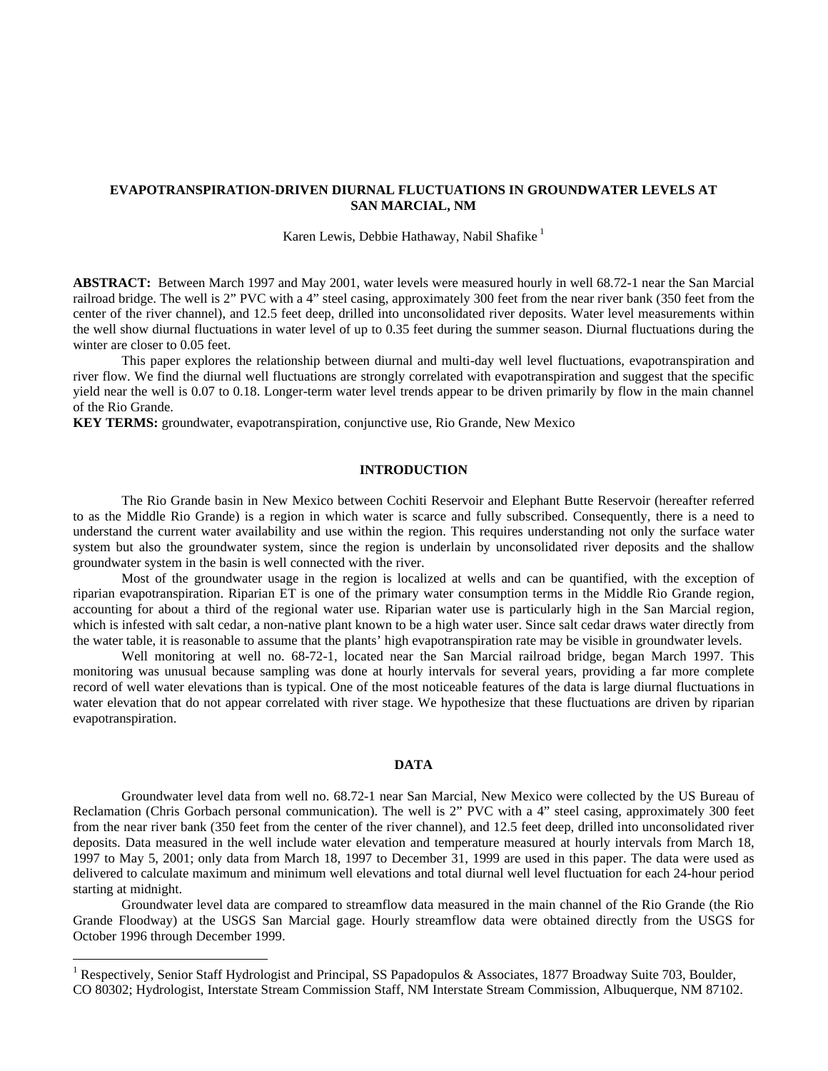# EVAPOTRANSPIRATION-DRIVEN DIURNAL FLUCTUATIONS IN GROUNDWATER LEVELS AT SAN MARCIAL, NM

Karen Lewis, Debbie Hathaway, Nabil Shafike [1]

**ABSTRACT:** Between March 1997 and May 2001, water levels were measured hourly in well 68.72-1 near the San Marcial railroad bridge. The well is 2" PVC with a 4" steel casing, approximately 300 feet from the near river bank (350 feet from the center of the river channel), and 12.5 feet deep, drilled into unconsolidated river deposits. Water level measurements within the well show diurnal fluctuations in water level of up to 0.35 feet during the summer season. Diurnal fluctuations during the winter are closer to 0.05 feet.

This paper explores the relationship between diurnal and multi-day well level fluctuations, evapotranspiration and river flow. We find the diurnal well fluctuations are strongly correlated with evapotranspiration and suggest that the specific yield near the well is 0.07 to 0.18. Longer-term water level trends appear to be driven primarily by flow in the main channel of the Rio Grande.

**KEY TERMS:** groundwater, evapotranspiration, conjunctive use, Rio Grande, New Mexico

## INTRODUCTION

The Rio Grande basin in New Mexico between Cochiti Reservoir and Elephant Butte Reservoir (hereafter referred to as the Middle Rio Grande) is a region in which water is scarce and fully subscribed. Consequently, there is a need to understand the current water availability and use within the region. This requires understanding not only the surface water system but also the groundwater system, since the region is underlain by unconsolidated river deposits and the shallow groundwater system in the basin is well connected with the river.

Most of the groundwater usage in the region is localized at wells and can be quantified, with the exception of riparian evapotranspiration. Riparian ET is one of the primary water consumption terms in the Middle Rio Grande region, accounting for about a third of the regional water use. Riparian water use is particularly high in the San Marcial region, which is infested with salt cedar, a non-native plant known to be a high water user. Since salt cedar draws water directly from the water table, it is reasonable to assume that the plants' high evapotranspiration rate may be visible in groundwater levels.

Well monitoring at well no. 68-72-1, located near the San Marcial railroad bridge, began March 1997. This monitoring was unusual because sampling was done at hourly intervals for several years, providing a far more complete record of well water elevations than is typical. One of the most noticeable features of the data is large diurnal fluctuations in water elevation that do not appear correlated with river stage. We hypothesize that these fluctuations are driven by riparian evapotranspiration.

## DATA

Groundwater level data from well no. 68.72-1 near San Marcial, New Mexico were collected by the US Bureau of Reclamation (Chris Gorbach personal communication). The well is 2" PVC with a 4" steel casing, approximately 300 feet from the near river bank (350 feet from the center of the river channel), and 12.5 feet deep, drilled into unconsolidated river deposits. Data measured in the well include water elevation and temperature measured at hourly intervals from March 18, 1997 to May 5, 2001; only data from March 18, 1997 to December 31, 1999 are used in this paper. The data were used as delivered to calculate maximum and minimum well elevations and total diurnal well level fluctuation for each 24-hour period starting at midnight.

Groundwater level data are compared to streamflow data measured in the main channel of the Rio Grande (the Rio Grande Floodway) at the USGS San Marcial gage. Hourly streamflow data were obtained directly from the USGS for October 1996 through December 1999.

[1] Respectively, Senior Staff Hydrologist and Principal, SS Papadopulos & Associates, 1877 Broadway Suite 703, Boulder, CO 80302; Hydrologist, Interstate Stream Commission Staff, NM Interstate Stream Commission, Albuquerque, NM 87102.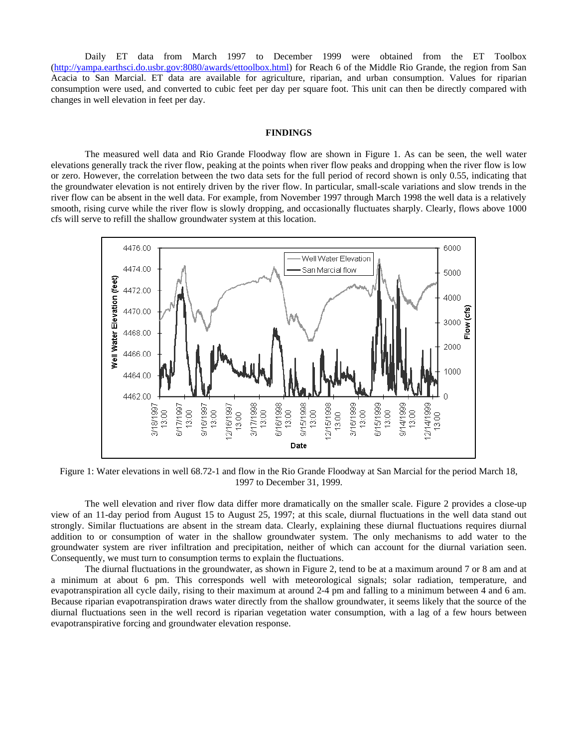Daily ET data from March 1997 to December 1999 were obtained from the ET Toolbox (http://yampa.earthsci.do.usbr.gov:8080/awards/ettoolbox.html) for Reach 6 of the Middle Rio Grande, the region from San Acacia to San Marcial. ET data are available for agriculture, riparian, and urban consumption. Values for riparian consumption were used, and converted to cubic feet per day per square foot. This unit can then be directly compared with changes in well elevation in feet per day.

## FINDINGS

The measured well data and Rio Grande Floodway flow are shown in Figure 1. As can be seen, the well water elevations generally track the river flow, peaking at the points when river flow peaks and dropping when the river flow is low or zero. However, the correlation between the two data sets for the full period of record shown is only 0.55, indicating that the groundwater elevation is not entirely driven by the river flow. In particular, small-scale variations and slow trends in the river flow can be absent in the well data. For example, from November 1997 through March 1998 the well data is a relatively smooth, rising curve while the river flow is slowly dropping, and occasionally fluctuates sharply. Clearly, flows above 1000 cfs will serve to refill the shallow groundwater system at this location.

Figure 1: Water elevations in well 68.72-1 and flow in the Rio Grande Floodway at San Marcial for the period March 18, 1997 to December 31, 1999.

The well elevation and river flow data differ more dramatically on the smaller scale. Figure 2 provides a close-up view of an 11-day period from August 15 to August 25, 1997; at this scale, diurnal fluctuations in the well data stand out strongly. Similar fluctuations are absent in the stream data. Clearly, explaining these diurnal fluctuations requires diurnal addition to or consumption of water in the shallow groundwater system. The only mechanisms to add water to the groundwater system are river infiltration and precipitation, neither of which can account for the diurnal variation seen. Consequently, we must turn to consumption terms to explain the fluctuations.

The diurnal fluctuations in the groundwater, as shown in Figure 2, tend to be at a maximum around 7 or 8 am and at a minimum at about 6 pm. This corresponds well with meteorological signals; solar radiation, temperature, and evapotranspiration all cycle daily, rising to their maximum at around 2-4 pm and falling to a minimum between 4 and 6 am. Because riparian evapotranspiration draws water directly from the shallow groundwater, it seems likely that the source of the diurnal fluctuations seen in the well record is riparian vegetation water consumption, with a lag of a few hours between evapotranspirative forcing and groundwater elevation response.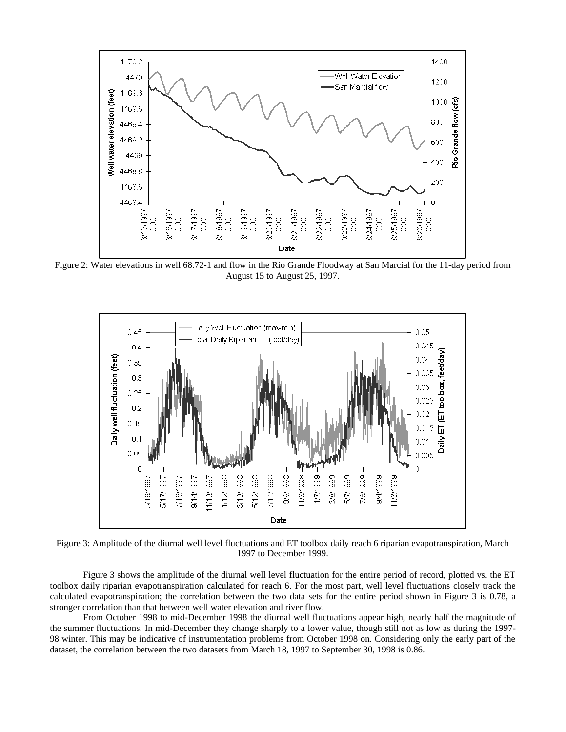Figure 2: Water elevations in well 68.72-1 and flow in the Rio Grande Floodway at San Marcial for the 11-day period from August 15 to August 25, 1997.

Figure 3: Amplitude of the diurnal well level fluctuations and ET toolbox daily reach 6 riparian evapotranspiration, March 1997 to December 1999.

Figure 3 shows the amplitude of the diurnal well level fluctuation for the entire period of record, plotted vs. the ET toolbox daily riparian evapotranspiration calculated for reach 6. For the most part, well level fluctuations closely track the calculated evapotranspiration; the correlation between the two data sets for the entire period shown in Figure 3 is 0.78, a stronger correlation than that between well water elevation and river flow.

From October 1998 to mid-December 1998 the diurnal well fluctuations appear high, nearly half the magnitude of the summer fluctuations. In mid-December they change sharply to a lower value, though still not as low as during the 1997-98 winter. This may be indicative of instrumentation problems from October 1998 on. Considering only the early part of the dataset, the correlation between the two datasets from March 18, 1997 to September 30, 1998 is 0.86.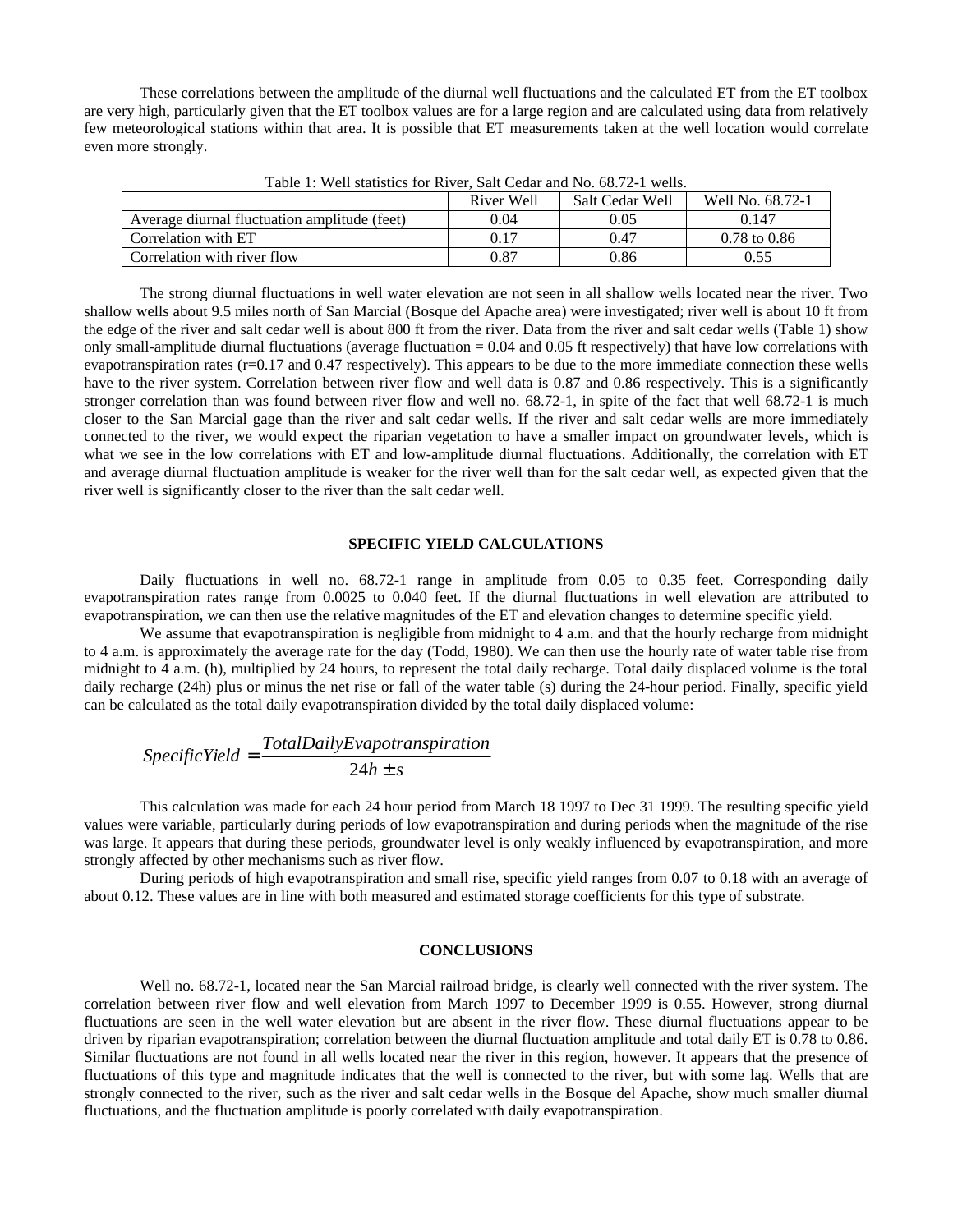These correlations between the amplitude of the diurnal well fluctuations and the calculated ET from the ET toolbox are very high, particularly given that the ET toolbox values are for a large region and are calculated using data from relatively few meteorological stations within that area. It is possible that ET measurements taken at the well location would correlate even more strongly.

Table 1: Well statistics for River, Salt Cedar and No. 68.72-1 wells.

| | River Well | Salt Cedar Well | Well No. 68.72-1 |
|---|---|---|---|
| Average diurnal fluctuation amplitude (feet) | 0.04 | 0.05 | 0.147 |
| Correlation with ET | 0.17 | 0.47 | 0.78 to 0.86 |
| Correlation with river flow | 0.87 | 0.86 | 0.55 |

The strong diurnal fluctuations in well water elevation are not seen in all shallow wells located near the river. Two shallow wells about 9.5 miles north of San Marcial (Bosque del Apache area) were investigated; river well is about 10 ft from the edge of the river and salt cedar well is about 800 ft from the river. Data from the river and salt cedar wells (Table 1) show only small-amplitude diurnal fluctuations (average fluctuation = 0.04 and 0.05 ft respectively) that have low correlations with evapotranspiration rates (r=0.17 and 0.47 respectively). This appears to be due to the more immediate connection these wells have to the river system. Correlation between river flow and well data is 0.87 and 0.86 respectively. This is a significantly stronger correlation than was found between river flow and well no. 68.72-1, in spite of the fact that well 68.72-1 is much closer to the San Marcial gage than the river and salt cedar wells. If the river and salt cedar wells are more immediately connected to the river, we would expect the riparian vegetation to have a smaller impact on groundwater levels, which is what we see in the low correlations with ET and low-amplitude diurnal fluctuations. Additionally, the correlation with ET and average diurnal fluctuation amplitude is weaker for the river well than for the salt cedar well, as expected given that the river well is significantly closer to the river than the salt cedar well.

## SPECIFIC YIELD CALCULATIONS

Daily fluctuations in well no. 68.72-1 range in amplitude from 0.05 to 0.35 feet. Corresponding daily evapotranspiration rates range from 0.0025 to 0.040 feet. If the diurnal fluctuations in well elevation are attributed to evapotranspiration, we can then use the relative magnitudes of the ET and elevation changes to determine specific yield.

We assume that evapotranspiration is negligible from midnight to 4 a.m. and that the hourly recharge from midnight to 4 a.m. is approximately the average rate for the day (Todd, 1980). We can then use the hourly rate of water table rise from midnight to 4 a.m. (h), multiplied by 24 hours, to represent the total daily recharge. Total daily displaced volume is the total daily recharge (24h) plus or minus the net rise or fall of the water table (s) during the 24-hour period. Finally, specific yield can be calculated as the total daily evapotranspiration divided by the total daily displaced volume:

$$SpecificYield = \frac{TotalDailyEvapotranspiration}{24h \pm s}$$

This calculation was made for each 24 hour period from March 18 1997 to Dec 31 1999. The resulting specific yield values were variable, particularly during periods of low evapotranspiration and during periods when the magnitude of the rise was large. It appears that during these periods, groundwater level is only weakly influenced by evapotranspiration, and more strongly affected by other mechanisms such as river flow.

During periods of high evapotranspiration and small rise, specific yield ranges from 0.07 to 0.18 with an average of about 0.12. These values are in line with both measured and estimated storage coefficients for this type of substrate.

## CONCLUSIONS

Well no. 68.72-1, located near the San Marcial railroad bridge, is clearly well connected with the river system. The correlation between river flow and well elevation from March 1997 to December 1999 is 0.55. However, strong diurnal fluctuations are seen in the well water elevation but are absent in the river flow. These diurnal fluctuations appear to be driven by riparian evapotranspiration; correlation between the diurnal fluctuation amplitude and total daily ET is 0.78 to 0.86. Similar fluctuations are not found in all wells located near the river in this region, however. It appears that the presence of fluctuations of this type and magnitude indicates that the well is connected to the river, but with some lag. Wells that are strongly connected to the river, such as the river and salt cedar wells in the Bosque del Apache, show much smaller diurnal fluctuations, and the fluctuation amplitude is poorly correlated with daily evapotranspiration.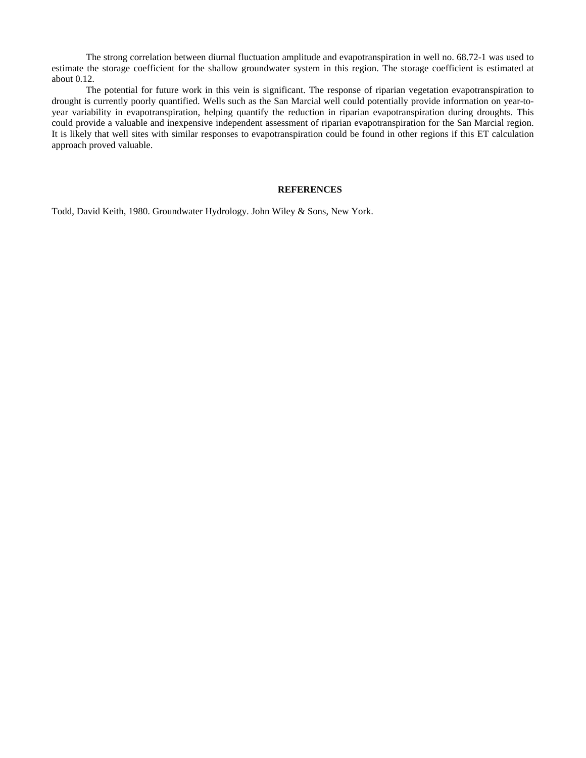The strong correlation between diurnal fluctuation amplitude and evapotranspiration in well no. 68.72-1 was used to estimate the storage coefficient for the shallow groundwater system in this region. The storage coefficient is estimated at about 0.12.

The potential for future work in this vein is significant. The response of riparian vegetation evapotranspiration to drought is currently poorly quantified. Wells such as the San Marcial well could potentially provide information on year-to-year variability in evapotranspiration, helping quantify the reduction in riparian evapotranspiration during droughts. This could provide a valuable and inexpensive independent assessment of riparian evapotranspiration for the San Marcial region. It is likely that well sites with similar responses to evapotranspiration could be found in other regions if this ET calculation approach proved valuable.

## REFERENCES

Todd, David Keith, 1980. Groundwater Hydrology. John Wiley & Sons, New York.